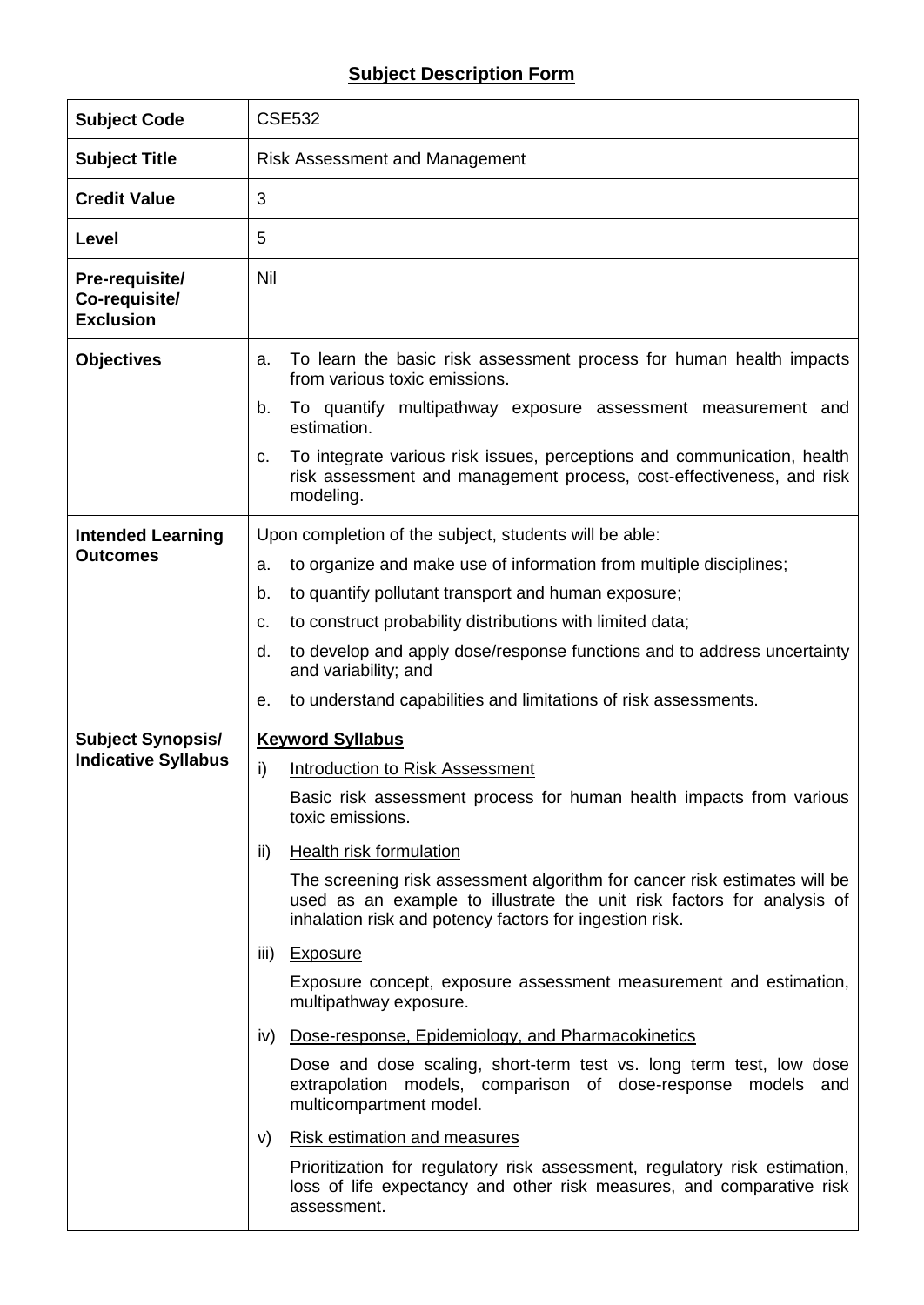# Subject Description Form

| | |
|---|---|
| **Subject Code** | CSE532 |
| **Subject Title** | Risk Assessment and Management |
| **Credit Value** | 3 |
| **Level** | 5 |
| **Pre-requisite/ Co-requisite/ Exclusion** | Nil |
| **Objectives** | a. To learn the basic risk assessment process for human health impacts from various toxic emissions.<br>b. To quantify multipathway exposure assessment measurement and estimation.<br>c. To integrate various risk issues, perceptions and communication, health risk assessment and management process, cost-effectiveness, and risk modeling. |
| **Intended Learning Outcomes** | Upon completion of the subject, students will be able:<br>a. to organize and make use of information from multiple disciplines;<br>b. to quantify pollutant transport and human exposure;<br>c. to construct probability distributions with limited data;<br>d. to develop and apply dose/response functions and to address uncertainty and variability; and<br>e. to understand capabilities and limitations of risk assessments. |
| **Subject Synopsis/ Indicative Syllabus** | **Keyword Syllabus**<br>i) Introduction to Risk Assessment<br>Basic risk assessment process for human health impacts from various toxic emissions.<br>ii) Health risk formulation<br>The screening risk assessment algorithm for cancer risk estimates will be used as an example to illustrate the unit risk factors for analysis of inhalation risk and potency factors for ingestion risk.<br>iii) Exposure<br>Exposure concept, exposure assessment measurement and estimation, multipathway exposure.<br>iv) Dose-response, Epidemiology, and Pharmacokinetics<br>Dose and dose scaling, short-term test vs. long term test, low dose extrapolation models, comparison of dose-response models and multicompartment model.<br>v) Risk estimation and measures<br>Prioritization for regulatory risk assessment, regulatory risk estimation, loss of life expectancy and other risk measures, and comparative risk assessment. |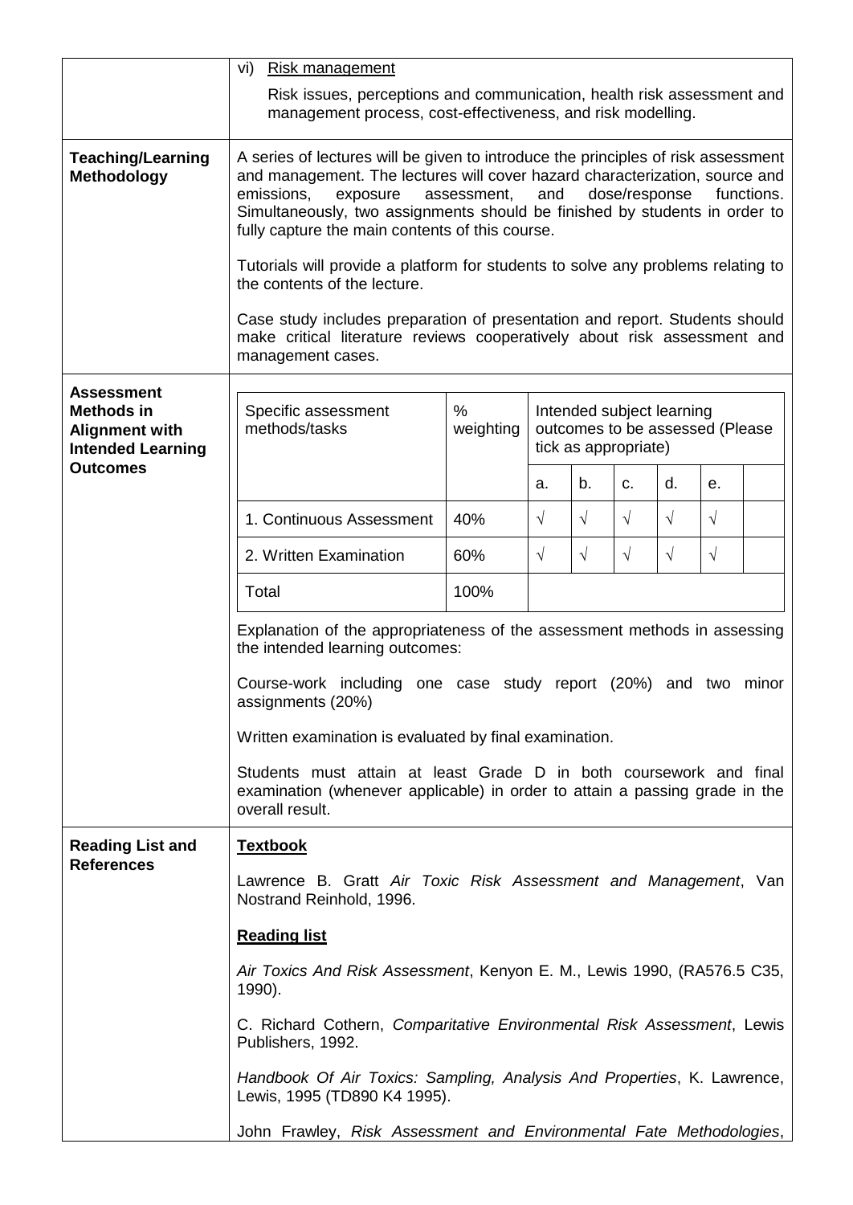| | |
|---|---|
| | vi) <u>Risk management</u><br><br>Risk issues, perceptions and communication, health risk assessment and management process, cost-effectiveness, and risk modelling. |
| **Teaching/Learning Methodology** | A series of lectures will be given to introduce the principles of risk assessment and management. The lectures will cover hazard characterization, source and emissions, exposure assessment, and dose/response functions. Simultaneously, two assignments should be finished by students in order to fully capture the main contents of this course.<br><br>Tutorials will provide a platform for students to solve any problems relating to the contents of the lecture.<br><br>Case study includes preparation of presentation and report. Students should make critical literature reviews cooperatively about risk assessment and management cases. |
| **Assessment Methods in Alignment with Intended Learning Outcomes** | (see table below) |

| Specific assessment methods/tasks | % weighting | Intended subject learning outcomes to be assessed (Please tick as appropriate) | | | | | |
|---|---|---|---|---|---|---|---|
| | | a. | b. | c. | d. | e. | |
| 1. Continuous Assessment | 40% | √ | √ | √ | √ | √ | |
| 2. Written Examination | 60% | √ | √ | √ | √ | √ | |
| Total | 100% | | | | | | |

Explanation of the appropriateness of the assessment methods in assessing the intended learning outcomes:

Course-work including one case study report (20%) and two minor assignments (20%)

Written examination is evaluated by final examination.

Students must attain at least Grade D in both coursework and final examination (whenever applicable) in order to attain a passing grade in the overall result.

**Reading List and References**

<u>**Textbook**</u>

Lawrence B. Gratt *Air Toxic Risk Assessment and Management*, Van Nostrand Reinhold, 1996.

<u>**Reading list**</u>

*Air Toxics And Risk Assessment*, Kenyon E. M., Lewis 1990, (RA576.5 C35, 1990).

C. Richard Cothern, *Comparitative Environmental Risk Assessment*, Lewis Publishers, 1992.

*Handbook Of Air Toxics: Sampling, Analysis And Properties*, K. Lawrence, Lewis, 1995 (TD890 K4 1995).

John Frawley, *Risk Assessment and Environmental Fate Methodologies*,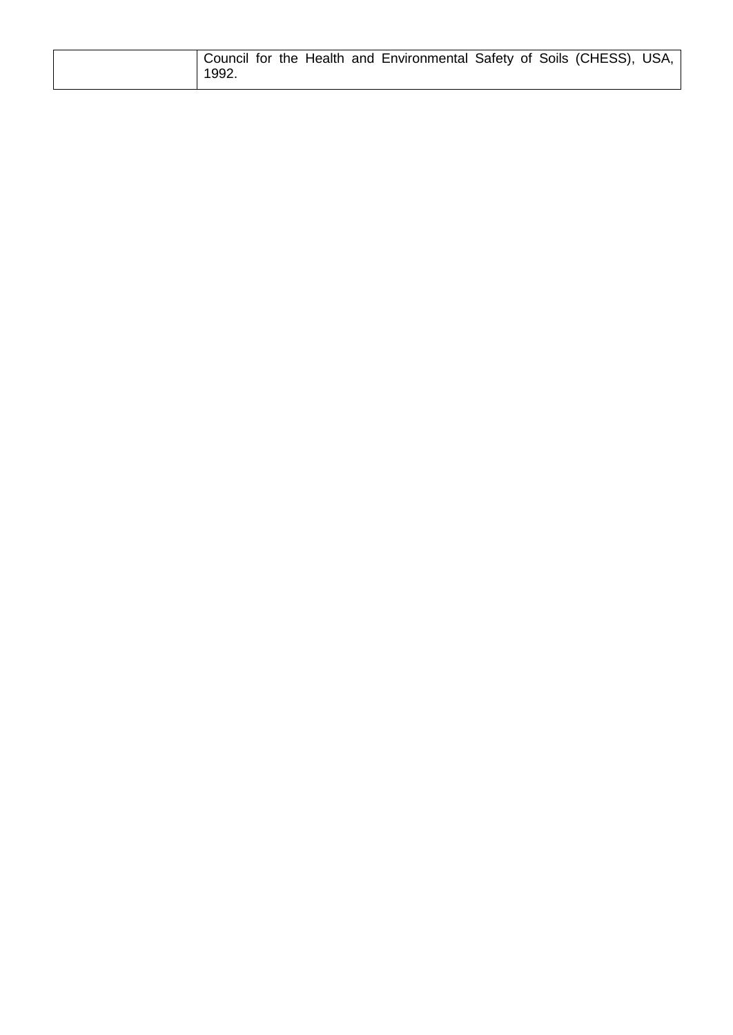| | |
|---|---|
| | Council for the Health and Environmental Safety of Soils (CHESS), USA, 1992. |